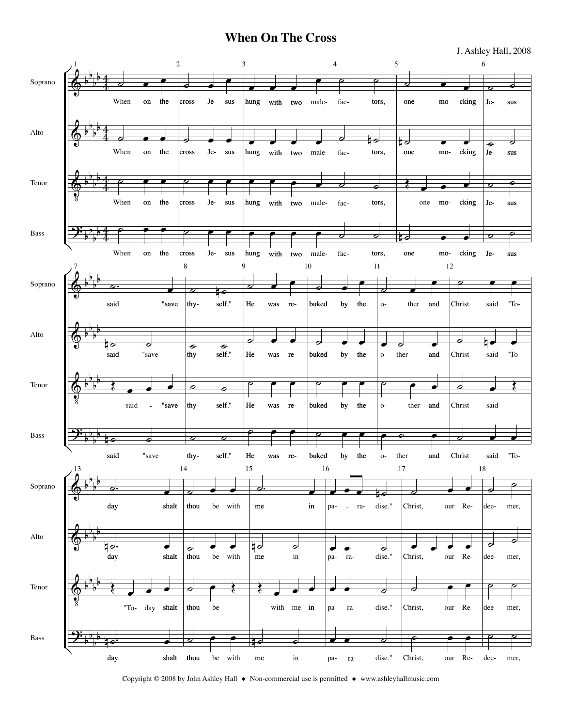# When On The Cross

J. Ashley Hall, 2008

Soprano, Alto, Tenor, Bass

When on the cross Jesus hung with two malefactors, one mocking Jesus said "save thyself." He was rebuked by the other and Christ said "Today shalt thou be with me in paradise." Christ, our Redeemer,

Copyright © 2008 by John Ashley Hall ◆ Non-commercial use is permitted ◆ www.ashleyhallmusic.com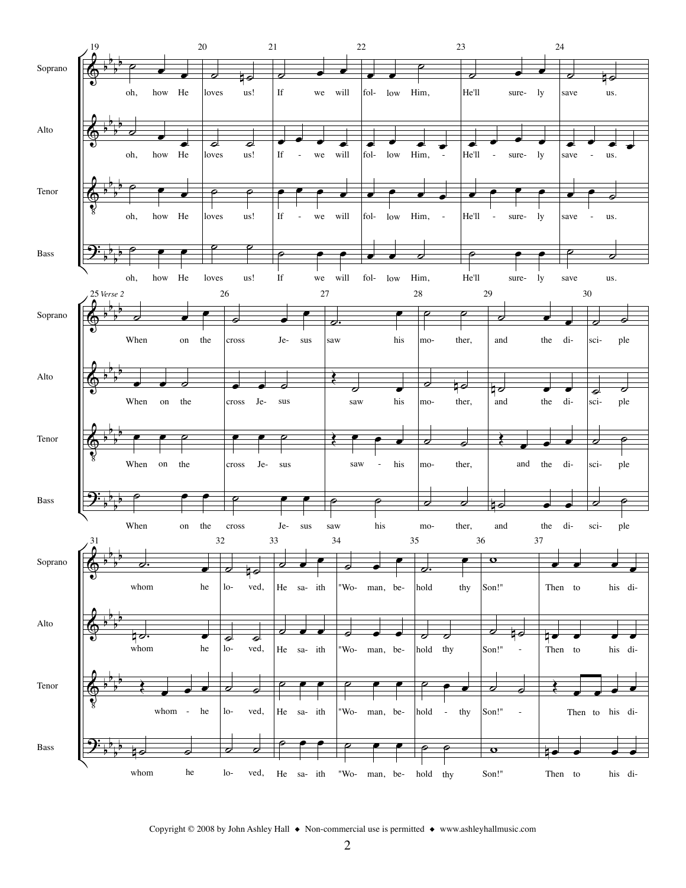Soprano, Alto, Tenor, Bass

19–24: oh, how He loves us! If we will follow Him, He'll surely save us.

*Verse 2*

25–37: When on the cross Jesus saw his mother, and the disciple whom he loved, He saith "Woman, behold thy Son!" Then to his di-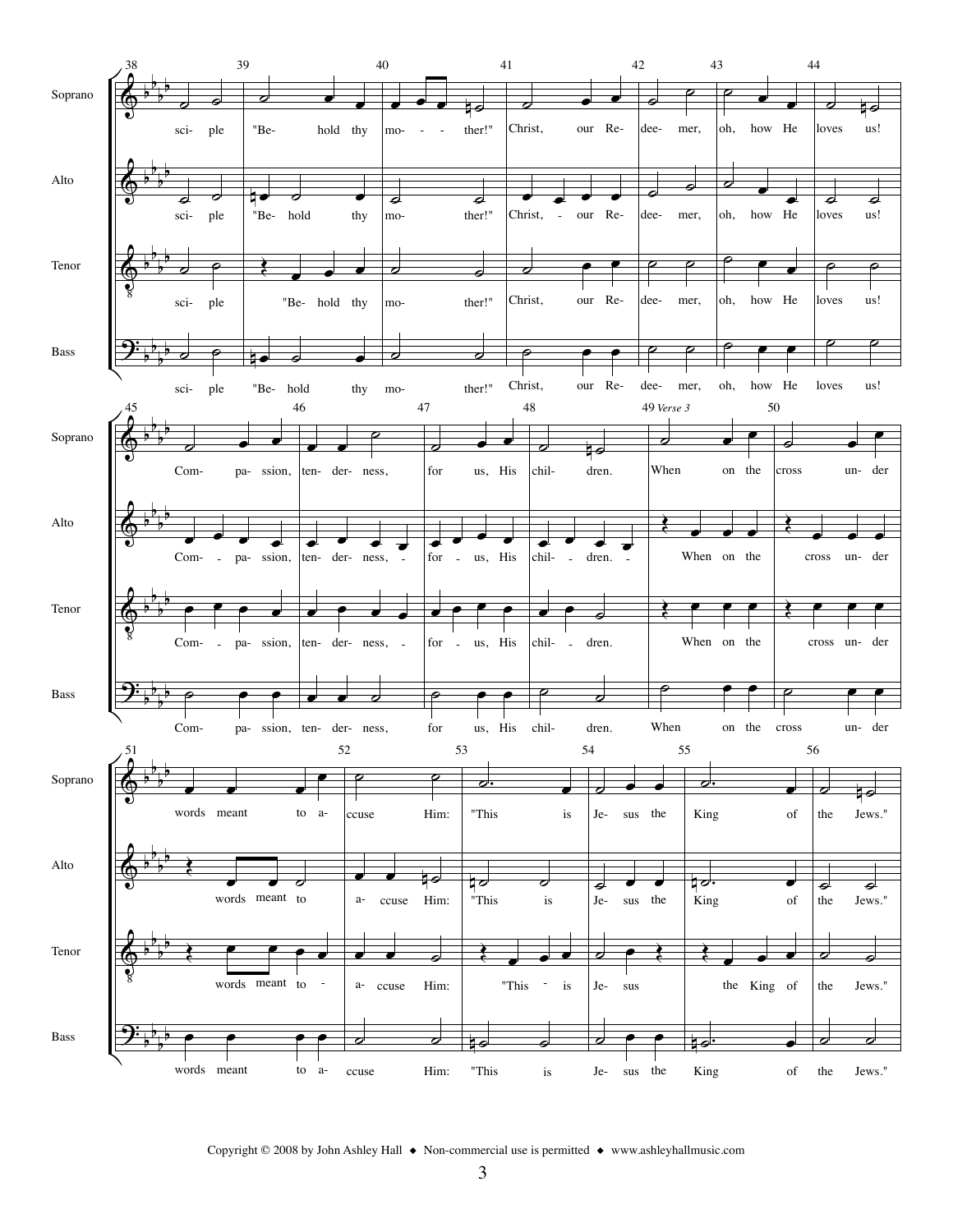sci- ple "Be- hold thy mo- ther!" Christ, our Re- dee- mer, oh, how He loves us! Com- pa- ssion, ten- der- ness, for us, His chil- dren.

*Verse 3*

When on the cross un- der words meant to a- ccuse Him: "This is Je- sus the King of the Jews."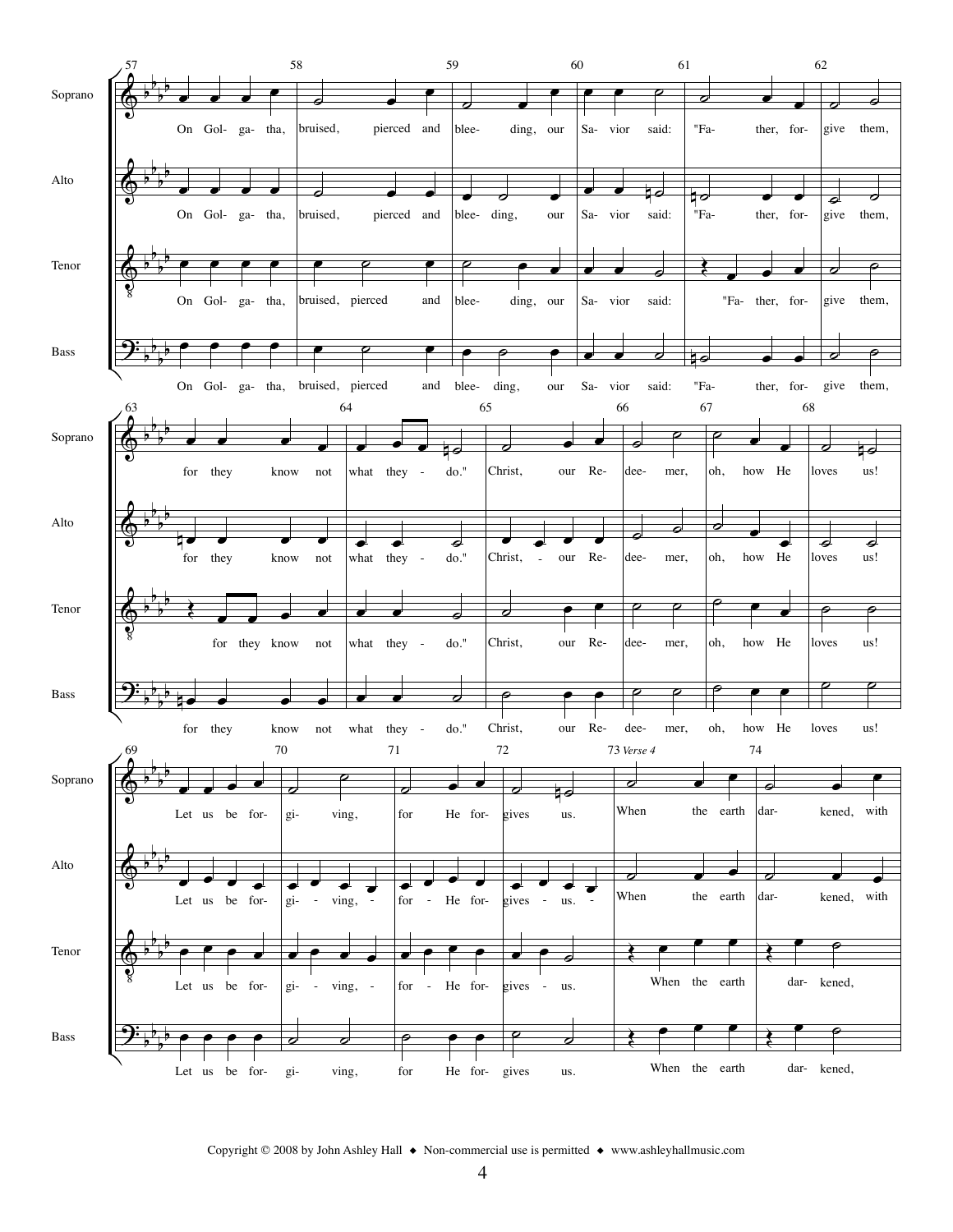**Soprano / Alto / Tenor / Bass** (measures 57–62)

On Golgatha, bruised, pierced and bleeding, our Savior said: "Father, forgive them,

(measures 63–68)

for they know not what they - do." Christ, our Redeemer, oh, how He loves us!

(measures 69–72)

Let us be forgiving, for He forgives us.

73 *Verse 4* (measures 73–74)

When the earth darkened, with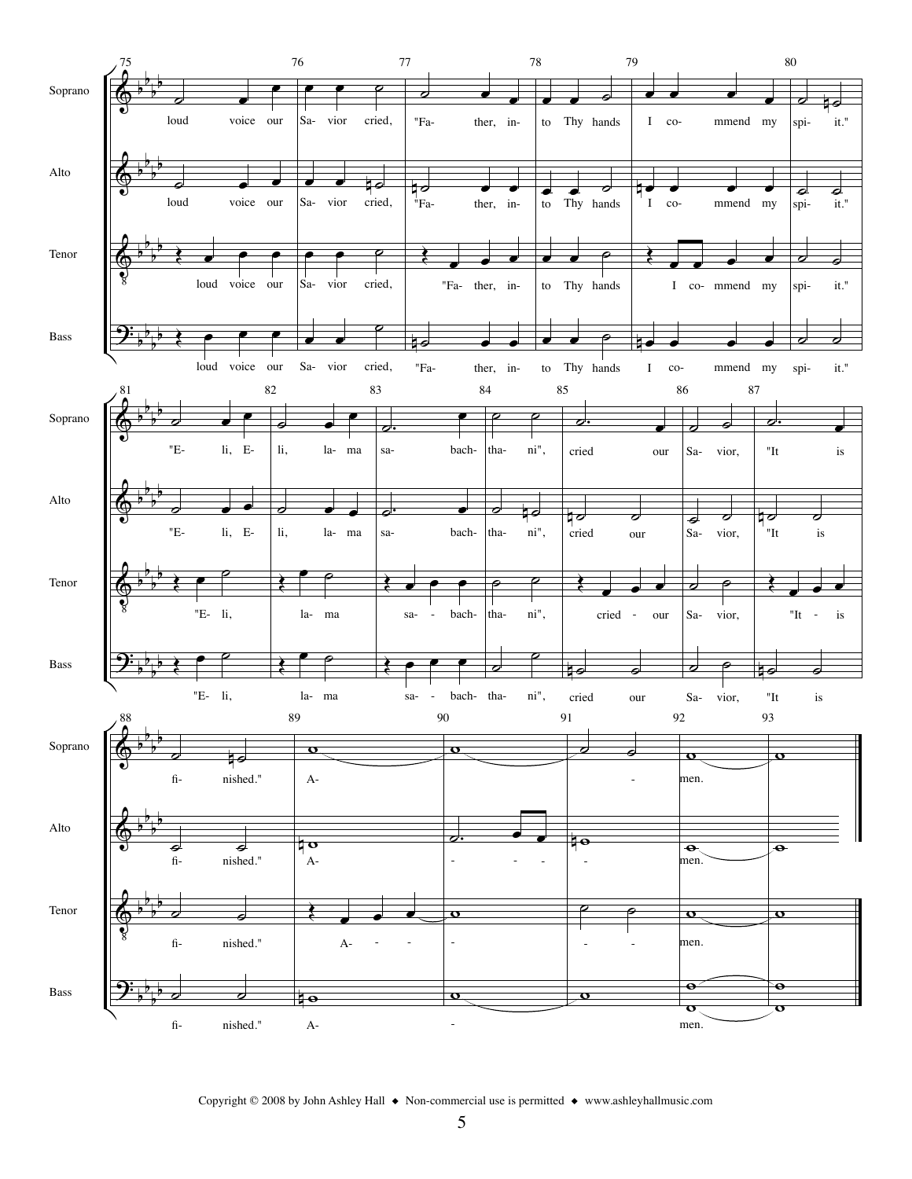Soprano
Alto
Tenor
Bass

75 76 77 78 79 80

loud voice our Sa- vior cried, "Fa- ther, in- to Thy hands I co- mmend my spi- it."

81 82 83 84 85 86 87

"E- li, E- li, la- ma sa- bach- tha- ni", cried our Sa- vior, "It is

88 89 90 91 92 93

fi- nished." A- men.

Copyright © 2008 by John Ashley Hall ◆ Non-commercial use is permitted ◆ www.ashleyhallmusic.com